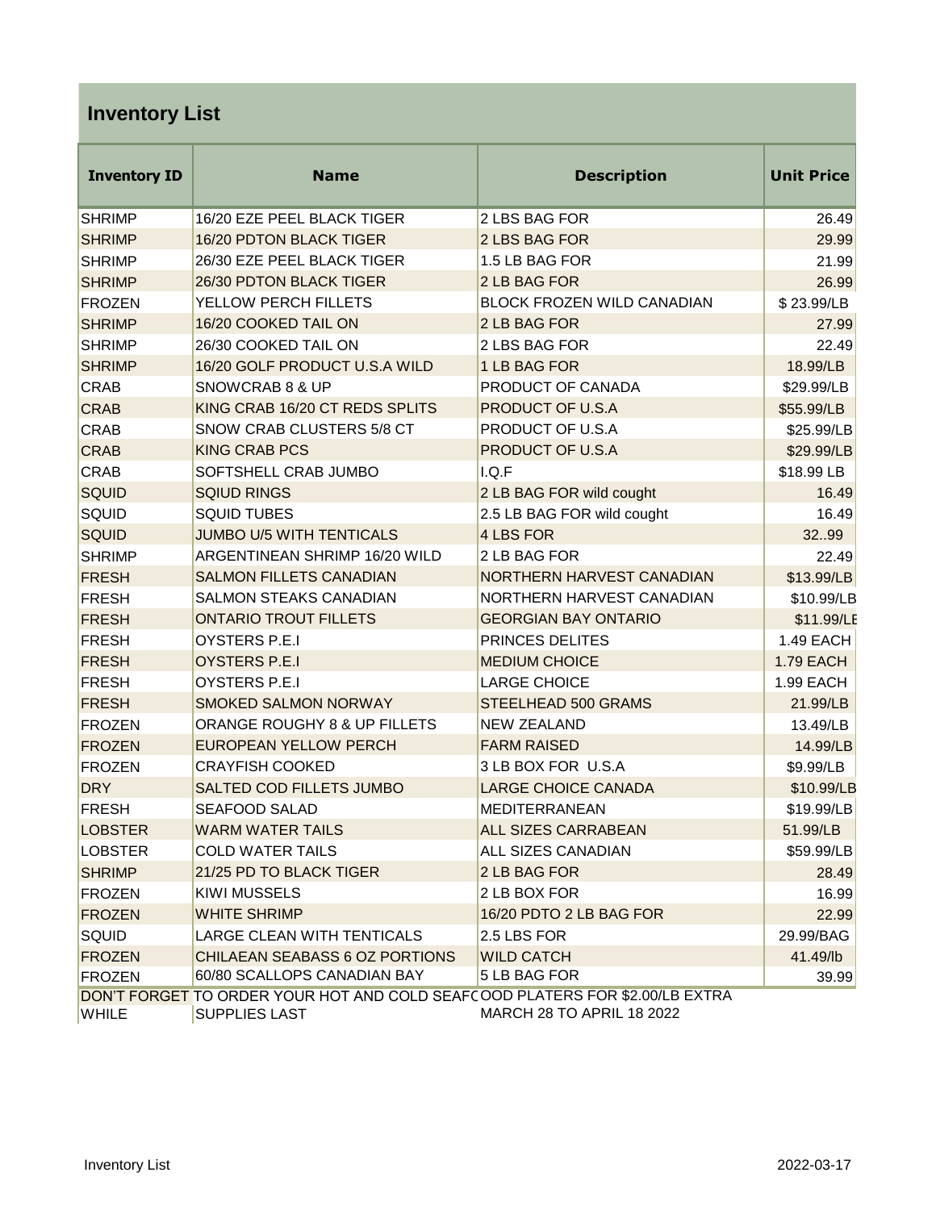# Inventory List

| Inventory ID | Name | Description | Unit Price |
|---|---|---|---|
| SHRIMP | 16/20 EZE PEEL BLACK TIGER | 2 LBS BAG FOR | 26.49 |
| SHRIMP | 16/20 PDTON BLACK TIGER | 2 LBS BAG FOR | 29.99 |
| SHRIMP | 26/30 EZE PEEL BLACK TIGER | 1.5 LB BAG FOR | 21.99 |
| SHRIMP | 26/30 PDTON BLACK TIGER | 2 LB BAG FOR | 26.99 |
| FROZEN | YELLOW PERCH FILLETS | BLOCK FROZEN WILD CANADIAN | $ 23.99/LB |
| SHRIMP | 16/20 COOKED TAIL ON | 2 LB BAG FOR | 27.99 |
| SHRIMP | 26/30 COOKED TAIL ON | 2 LBS BAG FOR | 22.49 |
| SHRIMP | 16/20 GOLF PRODUCT U.S.A WILD | 1 LB BAG FOR | 18.99/LB |
| CRAB | SNOWCRAB 8 & UP | PRODUCT OF CANADA | $29.99/LB |
| CRAB | KING CRAB 16/20 CT REDS SPLITS | PRODUCT OF U.S.A | $55.99/LB |
| CRAB | SNOW CRAB CLUSTERS 5/8 CT | PRODUCT OF U.S.A | $25.99/LB |
| CRAB | KING CRAB PCS | PRODUCT OF U.S.A | $29.99/LB |
| CRAB | SOFTSHELL CRAB JUMBO | I.Q.F | $18.99 LB |
| SQUID | SQIUD RINGS | 2 LB BAG FOR wild cought | 16.49 |
| SQUID | SQUID TUBES | 2.5 LB BAG FOR wild cought | 16.49 |
| SQUID | JUMBO U/5 WITH TENTICALS | 4 LBS FOR | 32..99 |
| SHRIMP | ARGENTINEAN SHRIMP 16/20 WILD | 2 LB BAG FOR | 22.49 |
| FRESH | SALMON FILLETS CANADIAN | NORTHERN HARVEST CANADIAN | $13.99/LB |
| FRESH | SALMON STEAKS CANADIAN | NORTHERN HARVEST CANADIAN | $10.99/LB |
| FRESH | ONTARIO TROUT FILLETS | GEORGIAN BAY ONTARIO | $11.99/LB |
| FRESH | OYSTERS P.E.I | PRINCES DELITES | 1.49 EACH |
| FRESH | OYSTERS P.E.I | MEDIUM CHOICE | 1.79 EACH |
| FRESH | OYSTERS P.E.I | LARGE CHOICE | 1.99 EACH |
| FRESH | SMOKED SALMON NORWAY | STEELHEAD 500 GRAMS | 21.99/LB |
| FROZEN | ORANGE ROUGHY 8 & UP FILLETS | NEW ZEALAND | 13.49/LB |
| FROZEN | EUROPEAN YELLOW PERCH | FARM RAISED | 14.99/LB |
| FROZEN | CRAYFISH COOKED | 3 LB BOX FOR U.S.A | $9.99/LB |
| DRY | SALTED COD FILLETS JUMBO | LARGE CHOICE CANADA | $10.99/LB |
| FRESH | SEAFOOD SALAD | MEDITERRANEAN | $19.99/LB |
| LOBSTER | WARM WATER TAILS | ALL SIZES CARRABEAN | 51.99/LB |
| LOBSTER | COLD WATER TAILS | ALL SIZES CANADIAN | $59.99/LB |
| SHRIMP | 21/25 PD TO BLACK TIGER | 2 LB BAG FOR | 28.49 |
| FROZEN | KIWI MUSSELS | 2 LB BOX FOR | 16.99 |
| FROZEN | WHITE SHRIMP | 16/20 PDTO 2 LB BAG FOR | 22.99 |
| SQUID | LARGE CLEAN WITH TENTICALS | 2.5 LBS FOR | 29.99/BAG |
| FROZEN | CHILAEAN SEABASS 6 OZ PORTIONS | WILD CATCH | 41.49/lb |
| FROZEN | 60/80 SCALLOPS CANADIAN BAY | 5 LB BAG FOR | 39.99 |

DON'T FORGET TO ORDER YOUR HOT AND COLD SEAFOOD PLATERS FOR $2.00/LB EXTRA

WHILE SUPPLIES LAST MARCH 28 TO APRIL 18 2022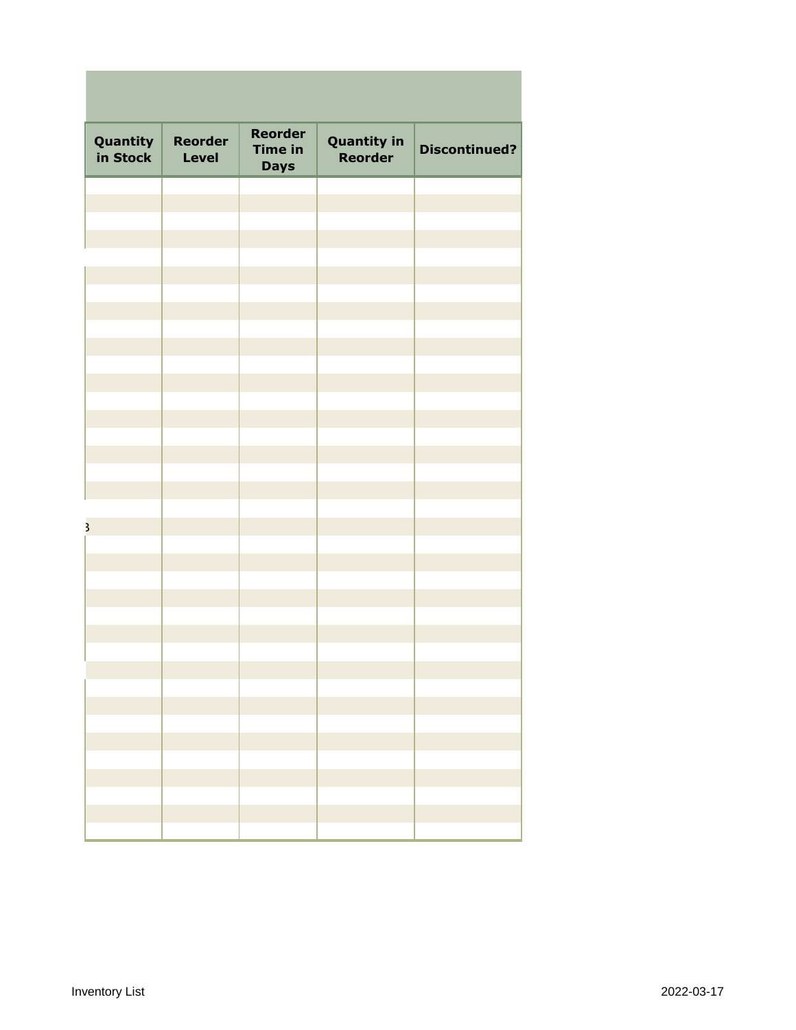| Quantity in Stock | Reorder Level | Reorder Time in Days | Quantity in Reorder | Discontinued? |
|---|---|---|---|---|
| | | | | |
| | | | | |
| | | | | |
| | | | | |
| | | | | |
| | | | | |
| | | | | |
| | | | | |
| | | | | |
| | | | | |
| | | | | |
| | | | | |
| | | | | |
| | | | | |
| | | | | |
| | | | | |
| | | | | |
| | | | | |
| | | | | |
| 3 | | | | |
| | | | | |
| | | | | |
| | | | | |
| | | | | |
| | | | | |
| | | | | |
| | | | | |
| | | | | |
| | | | | |
| | | | | |
| | | | | |
| | | | | |
| | | | | |
| | | | | |
| | | | | |
| | | | | |
| | | | | |